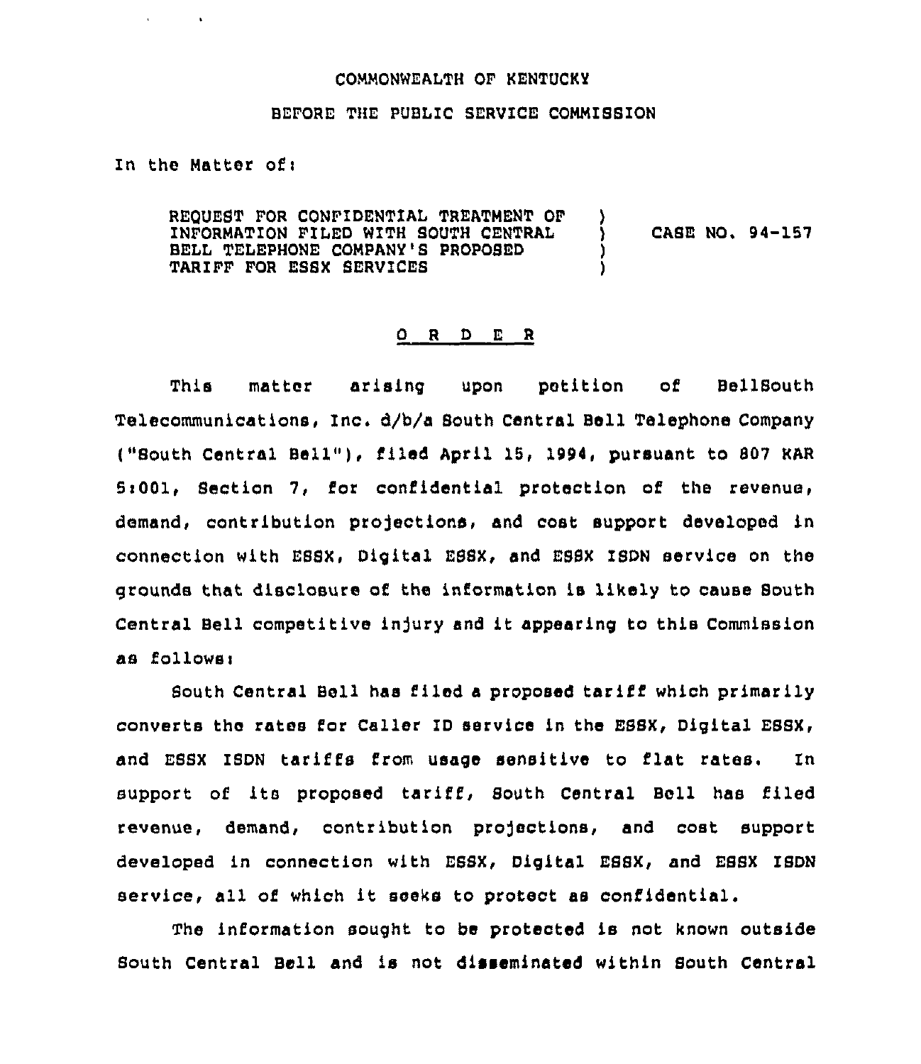COMMONWEALTH OF KENTUCKY

BEFORE THE PUBLIC SERVICE COMMISSION

In the Matter of:

REQUEST FOR CONFIDENTIAL TREATMENT OF INFORMATION FILED WITH SOUTH CENTRAL BELL TELEPHONE COMPANY'S PROPOSED TARIFF FOR ESSX SERVICES ) CASE NO. 94-157

O R D E R

This matter arising upon petition of BellSouth Telecommunications, Inc. d/b/a South Central Bell Telephone Company ("South Central Bell"), filed April 15, 1994, pursuant to 807 KAR 5:001, Section 7, for confidential protection of the revenue, demand, contribution projections, and cost support developed in connection with ESSX, Digital ESSX, and ESSX ISDN service on the grounds that disclosure of the information is likely to cause South Central Bell competitive injury and it appearing to this Commission as follows:

South Central Bell has filed a proposed tariff which primarily converts the rates for Caller ID service in the ESSX, Digital ESSX, and ESSX ISDN tariffs from usage sensitive to flat rates. In support of its proposed tariff, South Central Bell has filed revenue, demand, contribution projections, and cost support developed in connection with ESSX, Digital ESSX, and ESSX ISDN service, all of which it seeks to protect as confidential.

The information sought to be protected is not known outside South Central Bell and is not disseminated within South Central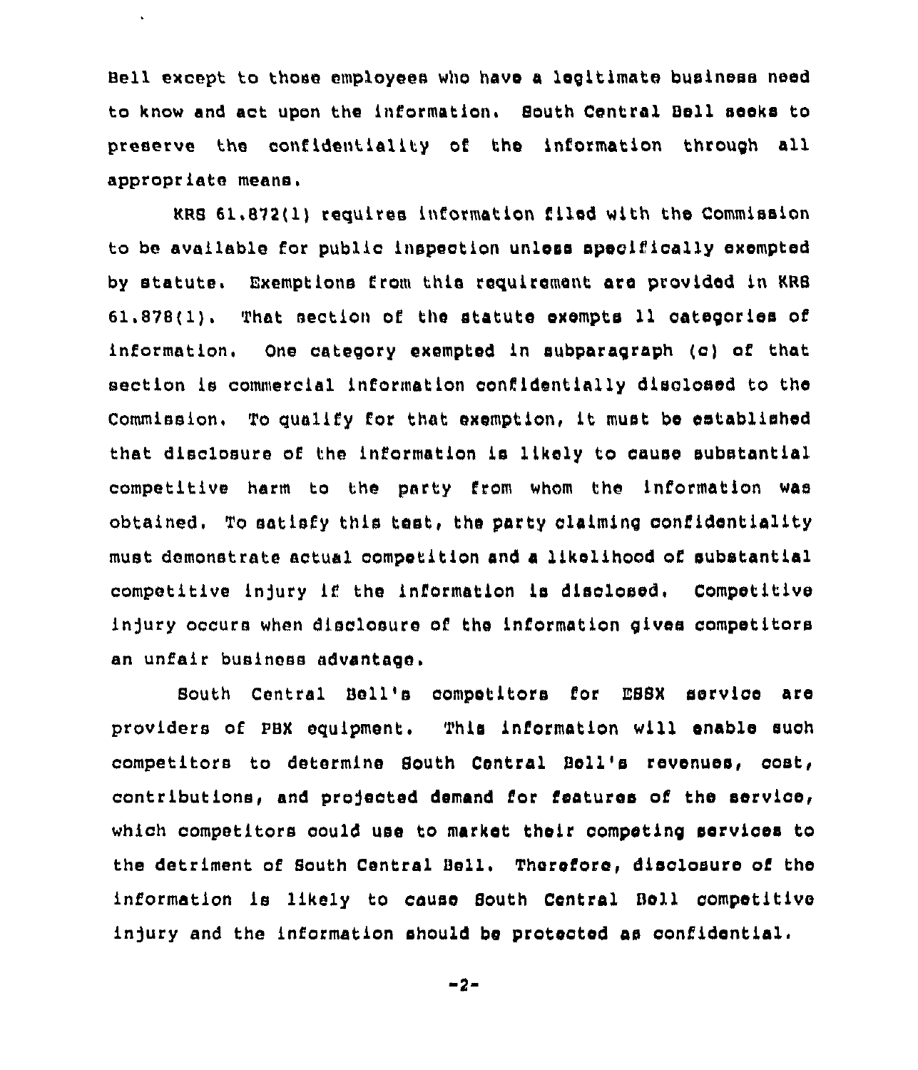Bell except to those employees who have a legitimate business need to know and act upon the information. South Central Bell seeks to preserve the confidentiality of the information through all appropriate means.

KRS 61.872(1) requires information filed with the Commission to be available for public inspection unless specifically exempted by statute. Exemptions from this requirement are provided in KRS 61.878(1). That section of the statute exempts 11 categories of information. One category exempted in subparagraph (c) of that section is commercial information confidentially disclosed to the Commission. To qualify for that exemption, it must be established that disclosure of the information is likely to cause substantial competitive harm to the party from whom the information was obtained. To satisfy this test, the party claiming confidentiality must demonstrate actual competition and a likelihood of substantial competitive injury if the information is disclosed. Competitive injury occurs when disclosure of the information gives competitors an unfair business advantage.

South Central Bell's competitors for ESSX service are providers of PBX equipment. This information will enable such competitors to determine South Central Bell's revenues, cost, contributions, and projected demand for features of the service, which competitors could use to market their competing services to the detriment of South Central Bell. Therefore, disclosure of the information is likely to cause South Central Bell competitive injury and the information should be protected as confidential.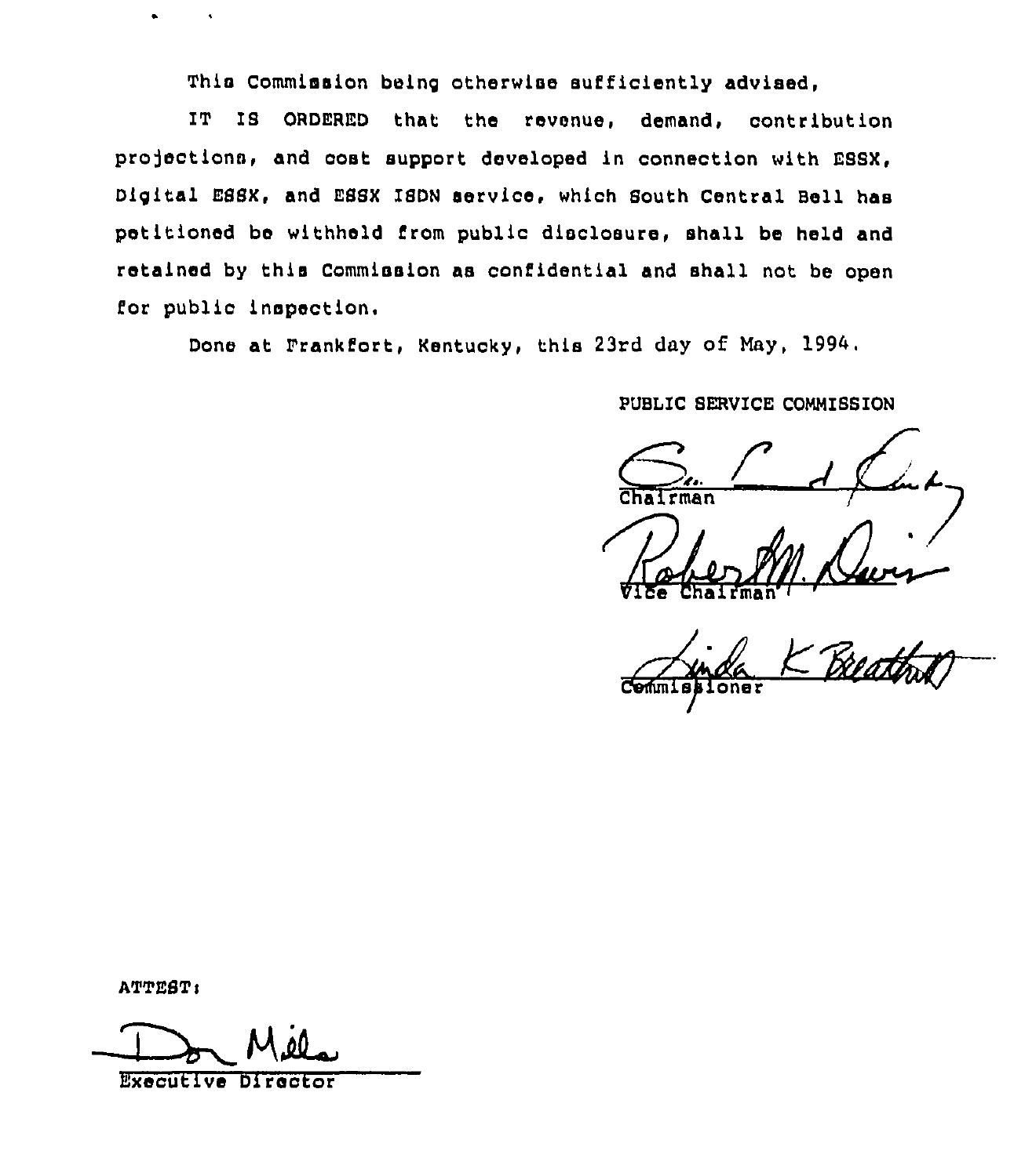This Commission being otherwise sufficiently advised,

IT IS ORDERED that the revenue, demand, contribution projections, and cost support developed in connection with ESSX, Digital ESSX, and ESSX ISDN service, which South Central Bell has petitioned be withheld from public disclosure, shall be held and retained by this Commission as confidential and shall not be open for public inspection.

Done at Frankfort, Kentucky, this 23rd day of May, 1994.

PUBLIC SERVICE COMMISSION

Chairman

Vice Chairman

Commissioner

ATTEST:

Executive Director